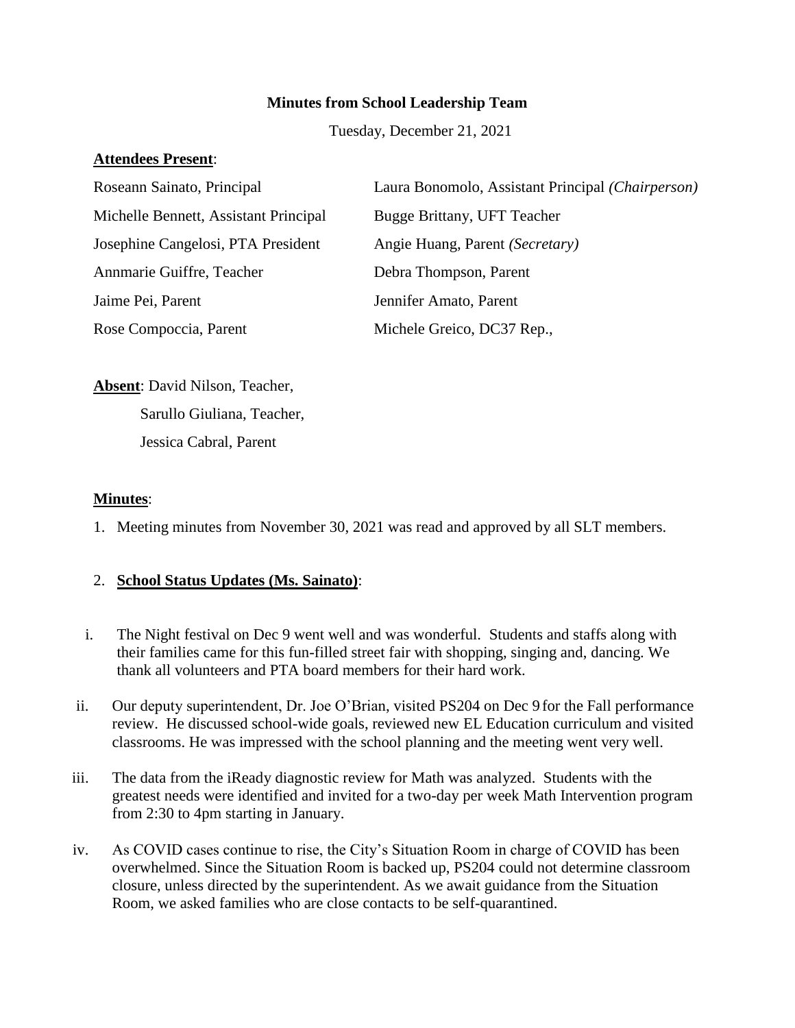**Minutes from School Leadership Team**

Tuesday, December 21, 2021

**Attendees Present**:

Roseann Sainato, Principal

Laura Bonomolo, Assistant Principal *(Chairperson)*

Michelle Bennett, Assistant Principal

Bugge Brittany, UFT Teacher

Josephine Cangelosi, PTA President

Angie Huang, Parent *(Secretary)*

Annmarie Guiffre, Teacher

Debra Thompson, Parent

Jaime Pei, Parent

Jennifer Amato, Parent

Rose Compoccia, Parent

Michele Greico, DC37 Rep.,

**Absent**: David Nilson, Teacher,

Sarullo Giuliana, Teacher,

Jessica Cabral, Parent

**Minutes**:

1. Meeting minutes from November 30, 2021 was read and approved by all SLT members.

2. **School Status Updates (Ms. Sainato)**:

   i. The Night festival on Dec 9 went well and was wonderful. Students and staffs along with their families came for this fun-filled street fair with shopping, singing and, dancing. We thank all volunteers and PTA board members for their hard work.

   ii. Our deputy superintendent, Dr. Joe O'Brian, visited PS204 on Dec 9 for the Fall performance review. He discussed school-wide goals, reviewed new EL Education curriculum and visited classrooms. He was impressed with the school planning and the meeting went very well.

   iii. The data from the iReady diagnostic review for Math was analyzed. Students with the greatest needs were identified and invited for a two-day per week Math Intervention program from 2:30 to 4pm starting in January.

   iv. As COVID cases continue to rise, the City's Situation Room in charge of COVID has been overwhelmed. Since the Situation Room is backed up, PS204 could not determine classroom closure, unless directed by the superintendent. As we await guidance from the Situation Room, we asked families who are close contacts to be self-quarantined.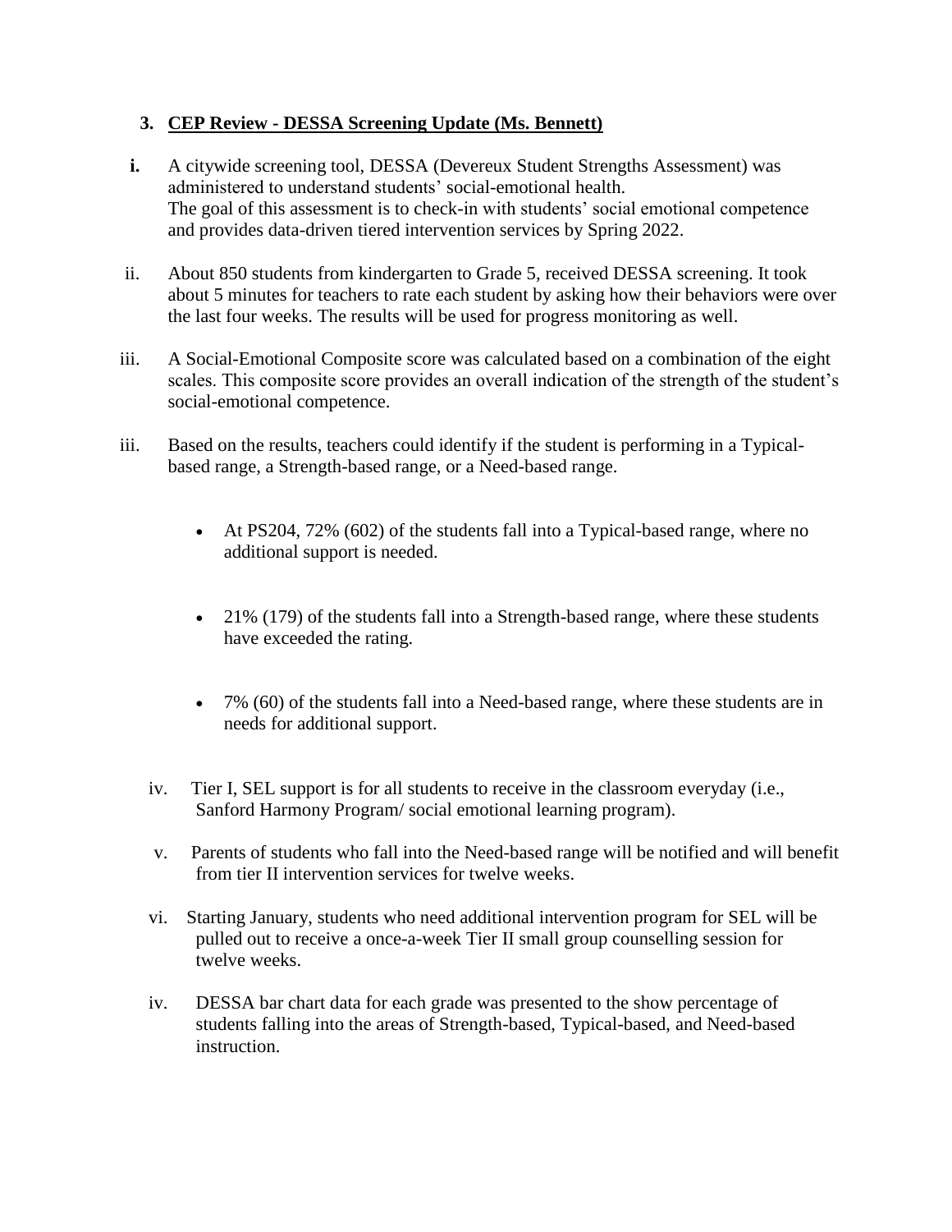### 3. CEP Review - DESSA Screening Update (Ms. Bennett)

**i.** A citywide screening tool, DESSA (Devereux Student Strengths Assessment) was administered to understand students' social-emotional health.
The goal of this assessment is to check-in with students' social emotional competence and provides data-driven tiered intervention services by Spring 2022.

ii. About 850 students from kindergarten to Grade 5, received DESSA screening. It took about 5 minutes for teachers to rate each student by asking how their behaviors were over the last four weeks. The results will be used for progress monitoring as well.

iii. A Social-Emotional Composite score was calculated based on a combination of the eight scales. This composite score provides an overall indication of the strength of the student's social-emotional competence.

iii. Based on the results, teachers could identify if the student is performing in a Typical-based range, a Strength-based range, or a Need-based range.

- At PS204, 72% (602) of the students fall into a Typical-based range, where no additional support is needed.
- 21% (179) of the students fall into a Strength-based range, where these students have exceeded the rating.
- 7% (60) of the students fall into a Need-based range, where these students are in needs for additional support.

iv. Tier I, SEL support is for all students to receive in the classroom everyday (i.e., Sanford Harmony Program/ social emotional learning program).

v. Parents of students who fall into the Need-based range will be notified and will benefit from tier II intervention services for twelve weeks.

vi. Starting January, students who need additional intervention program for SEL will be pulled out to receive a once-a-week Tier II small group counselling session for twelve weeks.

iv. DESSA bar chart data for each grade was presented to the show percentage of students falling into the areas of Strength-based, Typical-based, and Need-based instruction.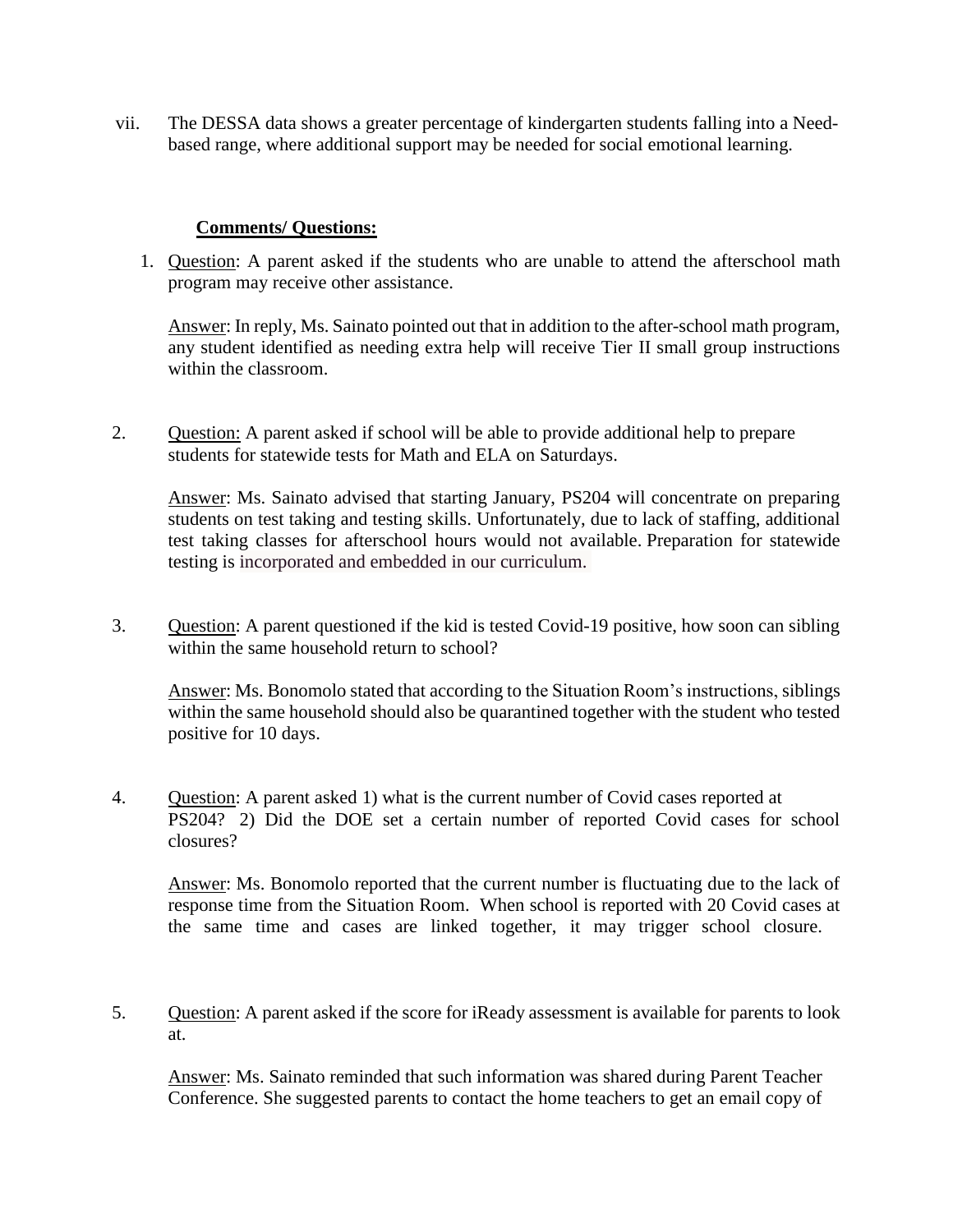vii. The DESSA data shows a greater percentage of kindergarten students falling into a Need-based range, where additional support may be needed for social emotional learning.

**Comments/ Questions:**

1. Question: A parent asked if the students who are unable to attend the afterschool math program may receive other assistance.

   Answer: In reply, Ms. Sainato pointed out that in addition to the after-school math program, any student identified as needing extra help will receive Tier II small group instructions within the classroom.

2. Question: A parent asked if school will be able to provide additional help to prepare students for statewide tests for Math and ELA on Saturdays.

   Answer: Ms. Sainato advised that starting January, PS204 will concentrate on preparing students on test taking and testing skills. Unfortunately, due to lack of staffing, additional test taking classes for afterschool hours would not available. Preparation for statewide testing is incorporated and embedded in our curriculum.

3. Question: A parent questioned if the kid is tested Covid-19 positive, how soon can sibling within the same household return to school?

   Answer: Ms. Bonomolo stated that according to the Situation Room's instructions, siblings within the same household should also be quarantined together with the student who tested positive for 10 days.

4. Question: A parent asked 1) what is the current number of Covid cases reported at PS204? 2) Did the DOE set a certain number of reported Covid cases for school closures?

   Answer: Ms. Bonomolo reported that the current number is fluctuating due to the lack of response time from the Situation Room. When school is reported with 20 Covid cases at the same time and cases are linked together, it may trigger school closure.

5. Question: A parent asked if the score for iReady assessment is available for parents to look at.

   Answer: Ms. Sainato reminded that such information was shared during Parent Teacher Conference. She suggested parents to contact the home teachers to get an email copy of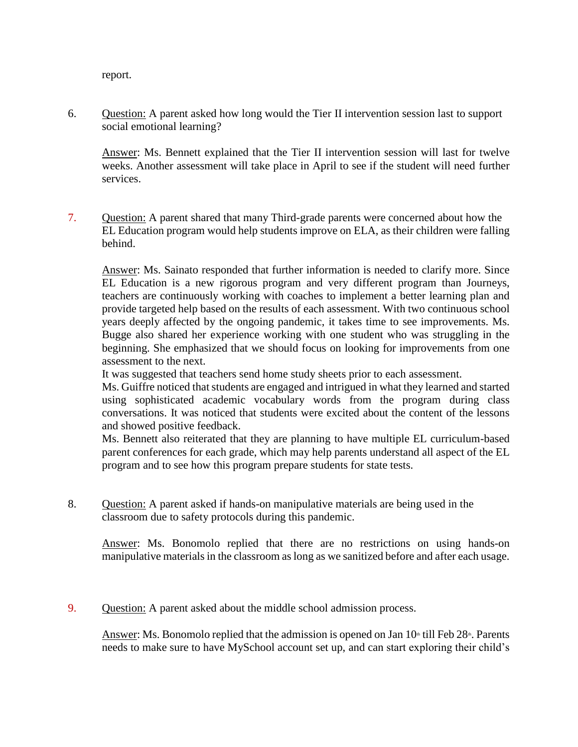report.

6. Question: A parent asked how long would the Tier II intervention session last to support social emotional learning?

   Answer: Ms. Bennett explained that the Tier II intervention session will last for twelve weeks. Another assessment will take place in April to see if the student will need further services.

7. Question: A parent shared that many Third-grade parents were concerned about how the EL Education program would help students improve on ELA, as their children were falling behind.

   Answer: Ms. Sainato responded that further information is needed to clarify more. Since EL Education is a new rigorous program and very different program than Journeys, teachers are continuously working with coaches to implement a better learning plan and provide targeted help based on the results of each assessment. With two continuous school years deeply affected by the ongoing pandemic, it takes time to see improvements. Ms. Bugge also shared her experience working with one student who was struggling in the beginning. She emphasized that we should focus on looking for improvements from one assessment to the next.
   
   It was suggested that teachers send home study sheets prior to each assessment.
   
   Ms. Guiffre noticed that students are engaged and intrigued in what they learned and started using sophisticated academic vocabulary words from the program during class conversations. It was noticed that students were excited about the content of the lessons and showed positive feedback.
   
   Ms. Bennett also reiterated that they are planning to have multiple EL curriculum-based parent conferences for each grade, which may help parents understand all aspect of the EL program and to see how this program prepare students for state tests.

8. Question: A parent asked if hands-on manipulative materials are being used in the classroom due to safety protocols during this pandemic.

   Answer: Ms. Bonomolo replied that there are no restrictions on using hands-on manipulative materials in the classroom as long as we sanitized before and after each usage.

9. Question: A parent asked about the middle school admission process.

   Answer: Ms. Bonomolo replied that the admission is opened on Jan 10th till Feb 28th. Parents needs to make sure to have MySchool account set up, and can start exploring their child's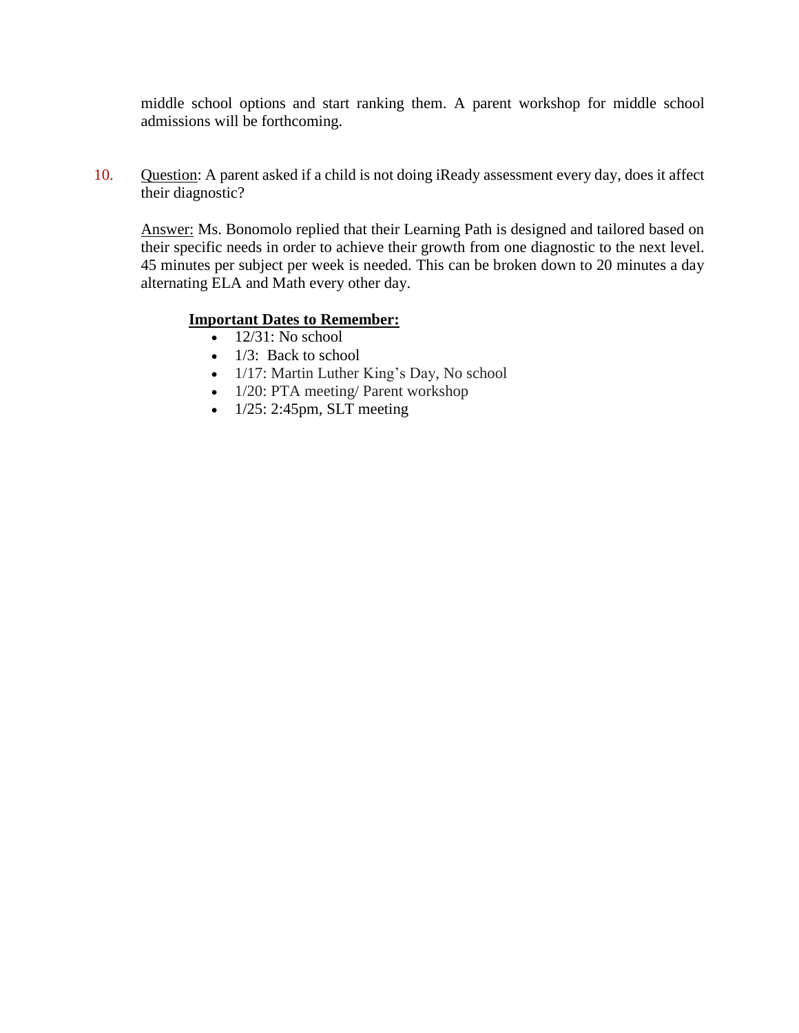middle school options and start ranking them. A parent workshop for middle school admissions will be forthcoming.

10. Question: A parent asked if a child is not doing iReady assessment every day, does it affect their diagnostic?

    Answer: Ms. Bonomolo replied that their Learning Path is designed and tailored based on their specific needs in order to achieve their growth from one diagnostic to the next level. 45 minutes per subject per week is needed. This can be broken down to 20 minutes a day alternating ELA and Math every other day.

**Important Dates to Remember:**

- 12/31: No school
- 1/3: Back to school
- 1/17: Martin Luther King's Day, No school
- 1/20: PTA meeting/ Parent workshop
- 1/25: 2:45pm, SLT meeting